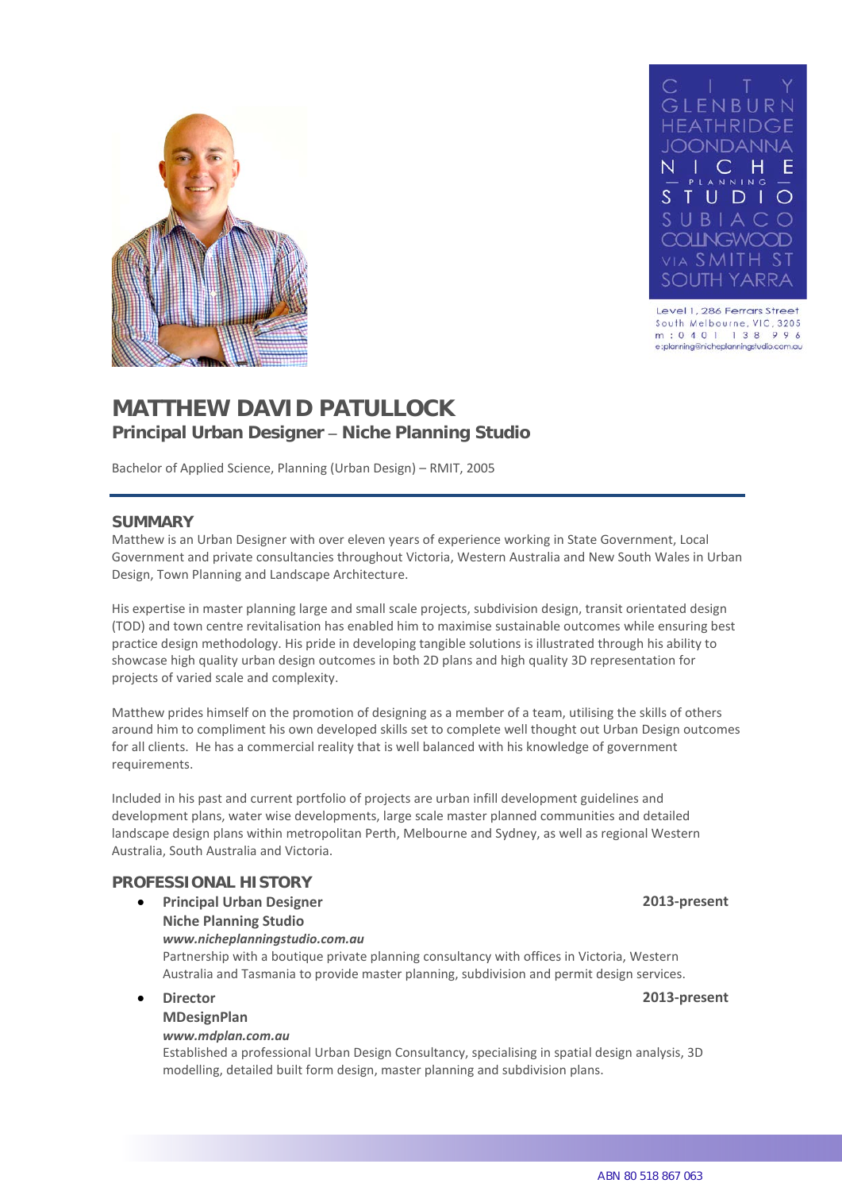CITY
GLENBURN
HEATHRIDGE
JOONDANNA
NICHE
— PLANNING —
STUDIO
SUBIACO
COLLINGWOOD
VIA SMITH ST
SOUTH YARRA

Level 1, 286 Ferrars Street
South Melbourne, VIC, 3205
m: 0401 138 996
e: planning@nicheplanningstudio.com.au

# MATTHEW DAVID PATULLOCK

## Principal Urban Designer – Niche Planning Studio

Bachelor of Applied Science, Planning (Urban Design) – RMIT, 2005

---

## SUMMARY

Matthew is an Urban Designer with over eleven years of experience working in State Government, Local Government and private consultancies throughout Victoria, Western Australia and New South Wales in Urban Design, Town Planning and Landscape Architecture.

His expertise in master planning large and small scale projects, subdivision design, transit orientated design (TOD) and town centre revitalisation has enabled him to maximise sustainable outcomes while ensuring best practice design methodology. His pride in developing tangible solutions is illustrated through his ability to showcase high quality urban design outcomes in both 2D plans and high quality 3D representation for projects of varied scale and complexity.

Matthew prides himself on the promotion of designing as a member of a team, utilising the skills of others around him to compliment his own developed skills set to complete well thought out Urban Design outcomes for all clients. He has a commercial reality that is well balanced with his knowledge of government requirements.

Included in his past and current portfolio of projects are urban infill development guidelines and development plans, water wise developments, large scale master planned communities and detailed landscape design plans within metropolitan Perth, Melbourne and Sydney, as well as regional Western Australia, South Australia and Victoria.

## PROFESSIONAL HISTORY

- **Principal Urban Designer** **2013-present**
  **Niche Planning Studio**
  ***www.nicheplanningstudio.com.au***
  Partnership with a boutique private planning consultancy with offices in Victoria, Western Australia and Tasmania to provide master planning, subdivision and permit design services.

- **Director** **2013-present**
  **MDesignPlan**
  ***www.mdplan.com.au***
  Established a professional Urban Design Consultancy, specialising in spatial design analysis, 3D modelling, detailed built form design, master planning and subdivision plans.

ABN 80 518 867 063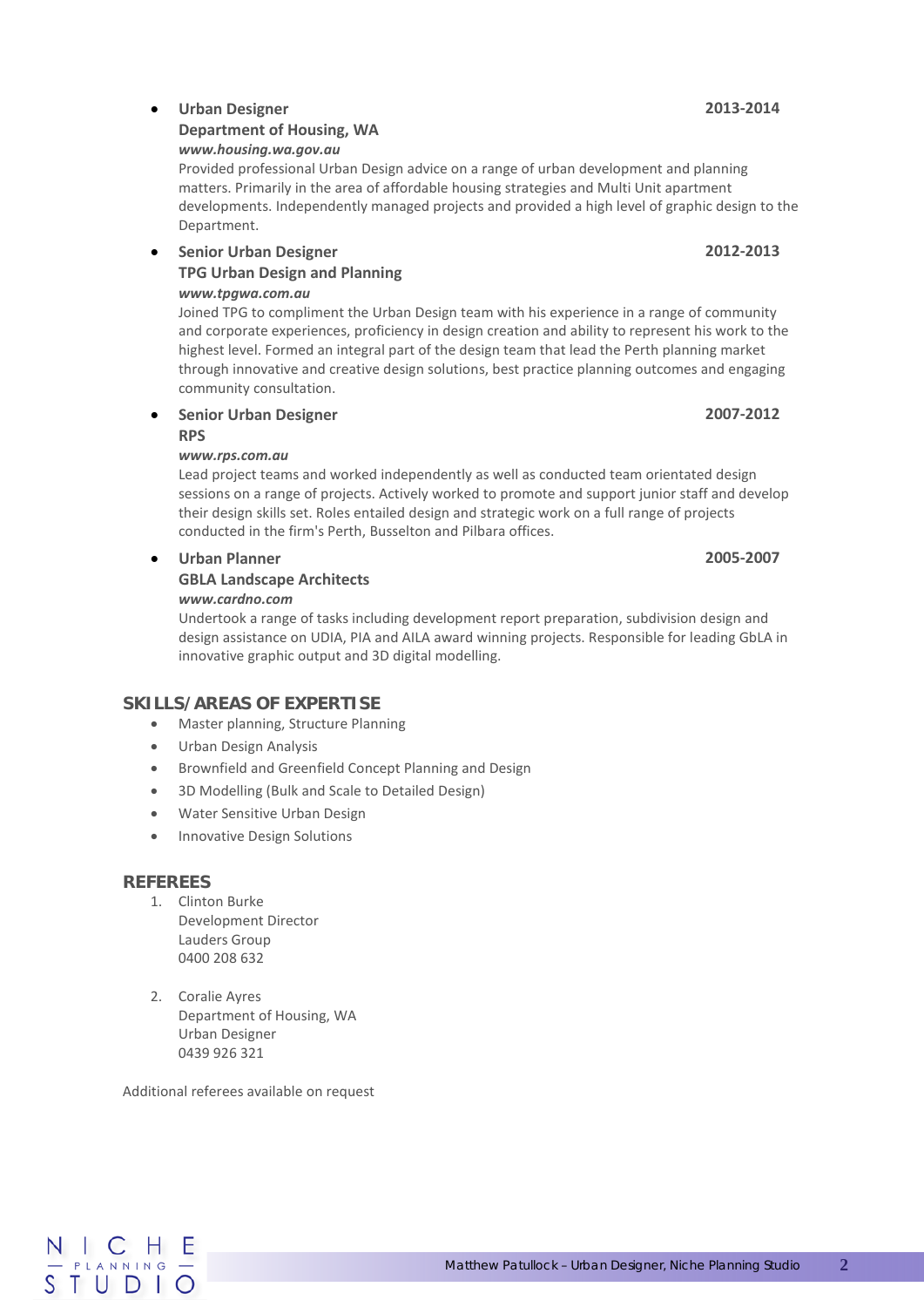- **Urban Designer** **2013-2014**
  **Department of Housing, WA**
  ***www.housing.wa.gov.au***
  Provided professional Urban Design advice on a range of urban development and planning matters. Primarily in the area of affordable housing strategies and Multi Unit apartment developments. Independently managed projects and provided a high level of graphic design to the Department.

- **Senior Urban Designer** **2012-2013**
  **TPG Urban Design and Planning**
  ***www.tpgwa.com.au***
  Joined TPG to compliment the Urban Design team with his experience in a range of community and corporate experiences, proficiency in design creation and ability to represent his work to the highest level. Formed an integral part of the design team that lead the Perth planning market through innovative and creative design solutions, best practice planning outcomes and engaging community consultation.

- **Senior Urban Designer** **2007-2012**
  **RPS**
  ***www.rps.com.au***
  Lead project teams and worked independently as well as conducted team orientated design sessions on a range of projects. Actively worked to promote and support junior staff and develop their design skills set. Roles entailed design and strategic work on a full range of projects conducted in the firm's Perth, Busselton and Pilbara offices.

- **Urban Planner** **2005-2007**
  **GBLA Landscape Architects**
  ***www.cardno.com***
  Undertook a range of tasks including development report preparation, subdivision design and design assistance on UDIA, PIA and AILA award winning projects. Responsible for leading GbLA in innovative graphic output and 3D digital modelling.

## SKILLS/AREAS OF EXPERTISE

- Master planning, Structure Planning
- Urban Design Analysis
- Brownfield and Greenfield Concept Planning and Design
- 3D Modelling (Bulk and Scale to Detailed Design)
- Water Sensitive Urban Design
- Innovative Design Solutions

## REFEREES

1. Clinton Burke
   Development Director
   Lauders Group
   0400 208 632

2. Coralie Ayres
   Department of Housing, WA
   Urban Designer
   0439 926 321

Additional referees available on request